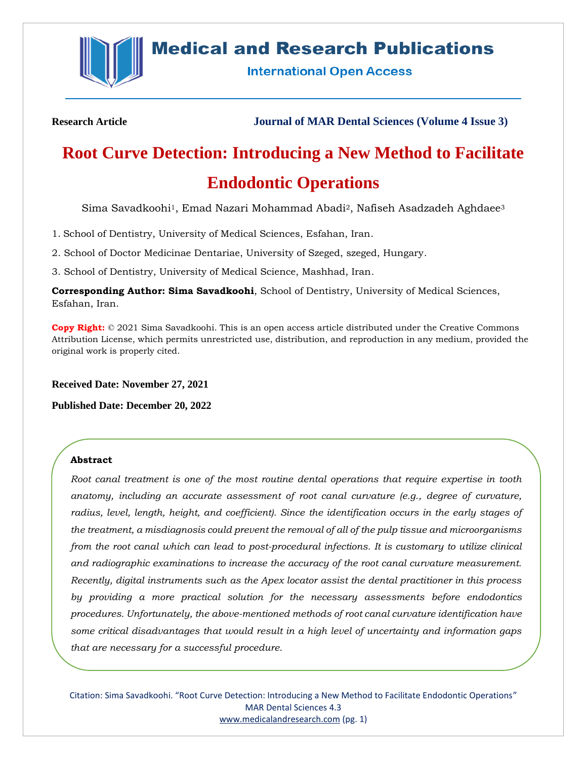**Research Article** **Journal of MAR Dental Sciences (Volume 4 Issue 3)**

# Root Curve Detection: Introducing a New Method to Facilitate Endodontic Operations

Sima Savadkoohi[1], Emad Nazari Mohammad Abadi[2], Nafiseh Asadzadeh Aghdaee[3]

1. School of Dentistry, University of Medical Sciences, Esfahan, Iran.

2. School of Doctor Medicinae Dentariae, University of Szeged, szeged, Hungary.

3. School of Dentistry, University of Medical Science, Mashhad, Iran.

**Corresponding Author: Sima Savadkoohi**, School of Dentistry, University of Medical Sciences, Esfahan, Iran.

**Copy Right:** © 2021 Sima Savadkoohi. This is an open access article distributed under the Creative Commons Attribution License, which permits unrestricted use, distribution, and reproduction in any medium, provided the original work is properly cited.

**Received Date: November 27, 2021**

**Published Date: December 20, 2022**

## Abstract

*Root canal treatment is one of the most routine dental operations that require expertise in tooth anatomy, including an accurate assessment of root canal curvature (e.g., degree of curvature, radius, level, length, height, and coefficient). Since the identification occurs in the early stages of the treatment, a misdiagnosis could prevent the removal of all of the pulp tissue and microorganisms from the root canal which can lead to post-procedural infections. It is customary to utilize clinical and radiographic examinations to increase the accuracy of the root canal curvature measurement. Recently, digital instruments such as the Apex locator assist the dental practitioner in this process by providing a more practical solution for the necessary assessments before endodontics procedures. Unfortunately, the above-mentioned methods of root canal curvature identification have some critical disadvantages that would result in a high level of uncertainty and information gaps that are necessary for a successful procedure.*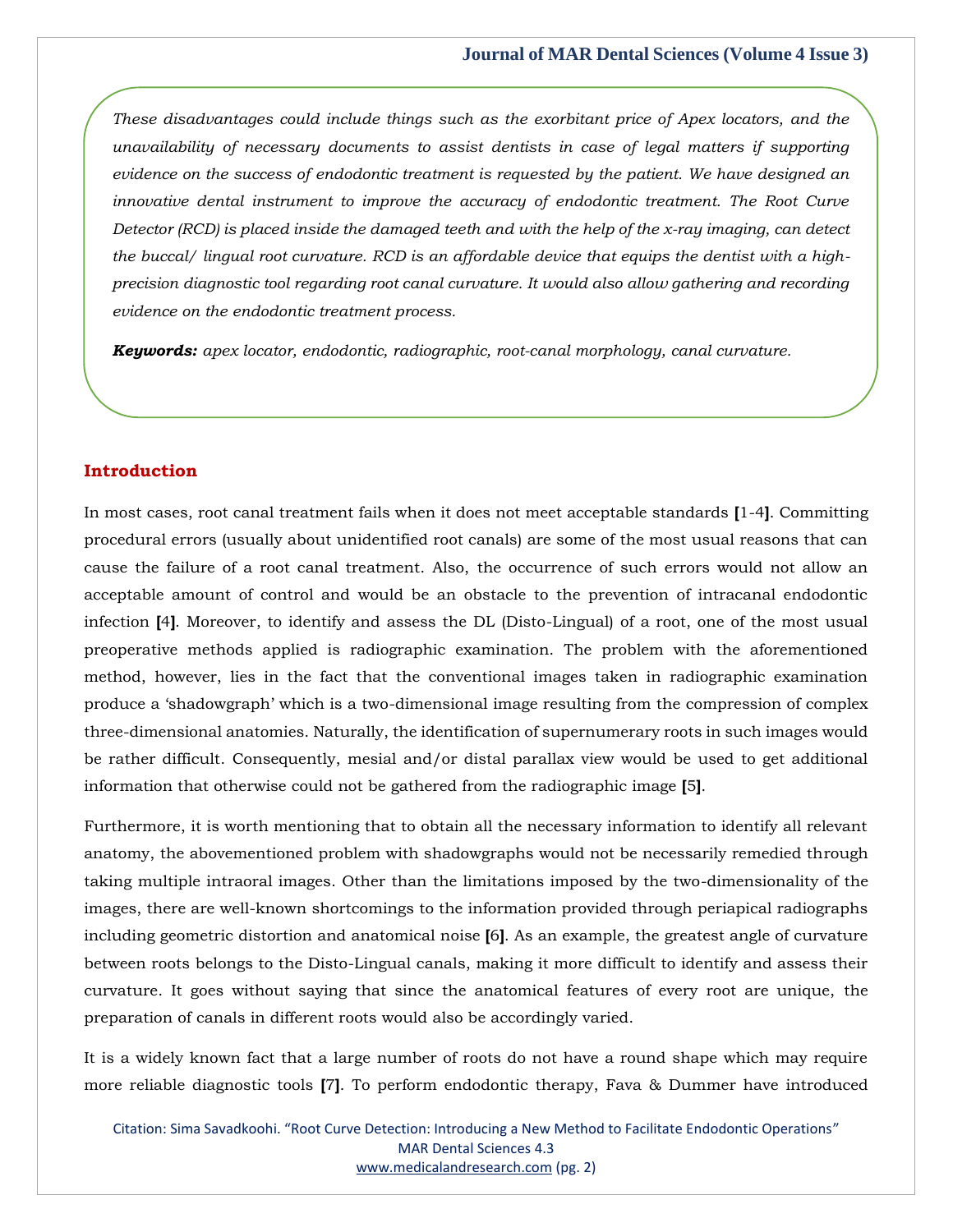*These disadvantages could include things such as the exorbitant price of Apex locators, and the unavailability of necessary documents to assist dentists in case of legal matters if supporting evidence on the success of endodontic treatment is requested by the patient. We have designed an innovative dental instrument to improve the accuracy of endodontic treatment. The Root Curve Detector (RCD) is placed inside the damaged teeth and with the help of the x-ray imaging, can detect the buccal/ lingual root curvature. RCD is an affordable device that equips the dentist with a high-precision diagnostic tool regarding root canal curvature. It would also allow gathering and recording evidence on the endodontic treatment process.*

***Keywords:*** *apex locator, endodontic, radiographic, root-canal morphology, canal curvature.*

## Introduction

In most cases, root canal treatment fails when it does not meet acceptable standards **[**1-4**]**. Committing procedural errors (usually about unidentified root canals) are some of the most usual reasons that can cause the failure of a root canal treatment. Also, the occurrence of such errors would not allow an acceptable amount of control and would be an obstacle to the prevention of intracanal endodontic infection **[**4**]**. Moreover, to identify and assess the DL (Disto-Lingual) of a root, one of the most usual preoperative methods applied is radiographic examination. The problem with the aforementioned method, however, lies in the fact that the conventional images taken in radiographic examination produce a 'shadowgraph' which is a two-dimensional image resulting from the compression of complex three-dimensional anatomies. Naturally, the identification of supernumerary roots in such images would be rather difficult. Consequently, mesial and/or distal parallax view would be used to get additional information that otherwise could not be gathered from the radiographic image **[**5**]**.

Furthermore, it is worth mentioning that to obtain all the necessary information to identify all relevant anatomy, the abovementioned problem with shadowgraphs would not be necessarily remedied through taking multiple intraoral images. Other than the limitations imposed by the two-dimensionality of the images, there are well-known shortcomings to the information provided through periapical radiographs including geometric distortion and anatomical noise **[**6**]**. As an example, the greatest angle of curvature between roots belongs to the Disto-Lingual canals, making it more difficult to identify and assess their curvature. It goes without saying that since the anatomical features of every root are unique, the preparation of canals in different roots would also be accordingly varied.

It is a widely known fact that a large number of roots do not have a round shape which may require more reliable diagnostic tools **[**7**]**. To perform endodontic therapy, Fava & Dummer have introduced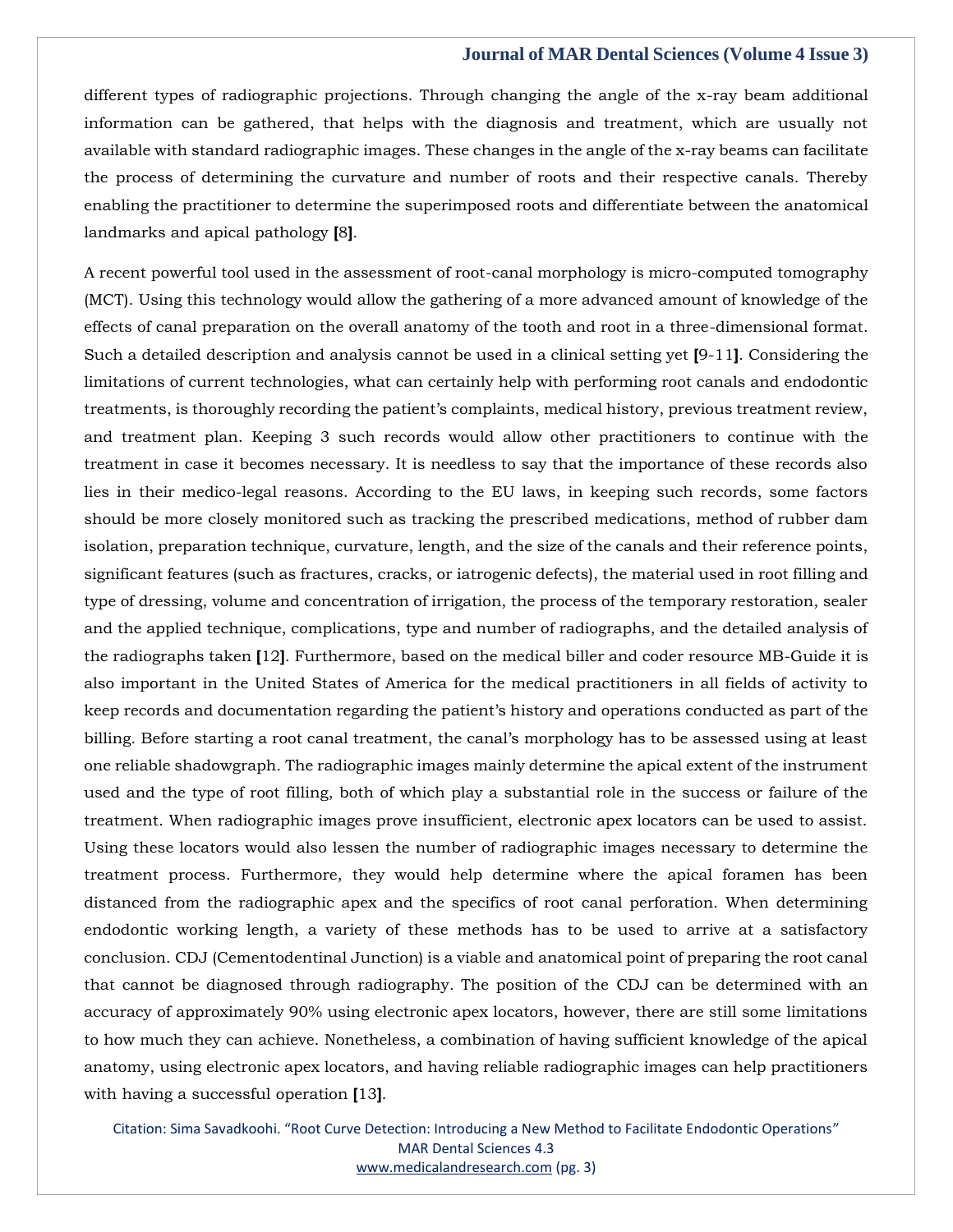different types of radiographic projections. Through changing the angle of the x-ray beam additional information can be gathered, that helps with the diagnosis and treatment, which are usually not available with standard radiographic images. These changes in the angle of the x-ray beams can facilitate the process of determining the curvature and number of roots and their respective canals. Thereby enabling the practitioner to determine the superimposed roots and differentiate between the anatomical landmarks and apical pathology [8].

A recent powerful tool used in the assessment of root-canal morphology is micro-computed tomography (MCT). Using this technology would allow the gathering of a more advanced amount of knowledge of the effects of canal preparation on the overall anatomy of the tooth and root in a three-dimensional format. Such a detailed description and analysis cannot be used in a clinical setting yet [9-11]. Considering the limitations of current technologies, what can certainly help with performing root canals and endodontic treatments, is thoroughly recording the patient's complaints, medical history, previous treatment review, and treatment plan. Keeping 3 such records would allow other practitioners to continue with the treatment in case it becomes necessary. It is needless to say that the importance of these records also lies in their medico-legal reasons. According to the EU laws, in keeping such records, some factors should be more closely monitored such as tracking the prescribed medications, method of rubber dam isolation, preparation technique, curvature, length, and the size of the canals and their reference points, significant features (such as fractures, cracks, or iatrogenic defects), the material used in root filling and type of dressing, volume and concentration of irrigation, the process of the temporary restoration, sealer and the applied technique, complications, type and number of radiographs, and the detailed analysis of the radiographs taken [12]. Furthermore, based on the medical biller and coder resource MB-Guide it is also important in the United States of America for the medical practitioners in all fields of activity to keep records and documentation regarding the patient's history and operations conducted as part of the billing. Before starting a root canal treatment, the canal's morphology has to be assessed using at least one reliable shadowgraph. The radiographic images mainly determine the apical extent of the instrument used and the type of root filling, both of which play a substantial role in the success or failure of the treatment. When radiographic images prove insufficient, electronic apex locators can be used to assist. Using these locators would also lessen the number of radiographic images necessary to determine the treatment process. Furthermore, they would help determine where the apical foramen has been distanced from the radiographic apex and the specifics of root canal perforation. When determining endodontic working length, a variety of these methods has to be used to arrive at a satisfactory conclusion. CDJ (Cementodentinal Junction) is a viable and anatomical point of preparing the root canal that cannot be diagnosed through radiography. The position of the CDJ can be determined with an accuracy of approximately 90% using electronic apex locators, however, there are still some limitations to how much they can achieve. Nonetheless, a combination of having sufficient knowledge of the apical anatomy, using electronic apex locators, and having reliable radiographic images can help practitioners with having a successful operation [13].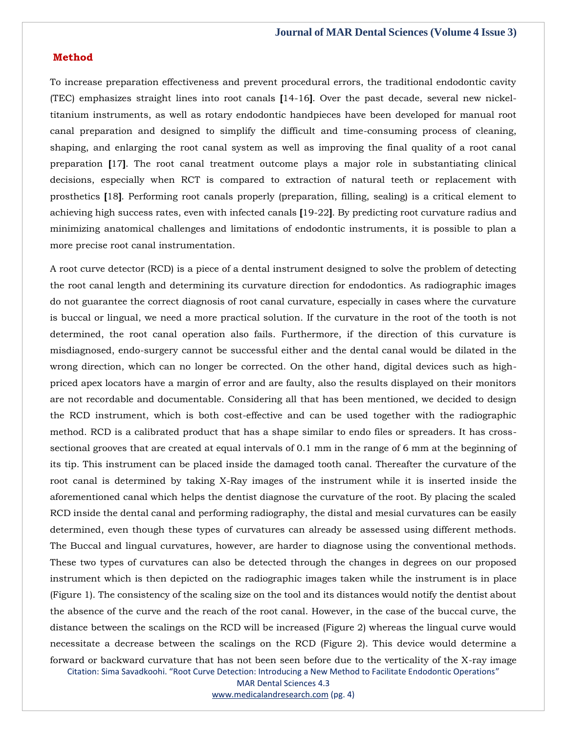## Method

To increase preparation effectiveness and prevent procedural errors, the traditional endodontic cavity (TEC) emphasizes straight lines into root canals [14-16]. Over the past decade, several new nickel-titanium instruments, as well as rotary endodontic handpieces have been developed for manual root canal preparation and designed to simplify the difficult and time-consuming process of cleaning, shaping, and enlarging the root canal system as well as improving the final quality of a root canal preparation [17]. The root canal treatment outcome plays a major role in substantiating clinical decisions, especially when RCT is compared to extraction of natural teeth or replacement with prosthetics [18]. Performing root canals properly (preparation, filling, sealing) is a critical element to achieving high success rates, even with infected canals [19-22]. By predicting root curvature radius and minimizing anatomical challenges and limitations of endodontic instruments, it is possible to plan a more precise root canal instrumentation.

A root curve detector (RCD) is a piece of a dental instrument designed to solve the problem of detecting the root canal length and determining its curvature direction for endodontics. As radiographic images do not guarantee the correct diagnosis of root canal curvature, especially in cases where the curvature is buccal or lingual, we need a more practical solution. If the curvature in the root of the tooth is not determined, the root canal operation also fails. Furthermore, if the direction of this curvature is misdiagnosed, endo-surgery cannot be successful either and the dental canal would be dilated in the wrong direction, which can no longer be corrected. On the other hand, digital devices such as high-priced apex locators have a margin of error and are faulty, also the results displayed on their monitors are not recordable and documentable. Considering all that has been mentioned, we decided to design the RCD instrument, which is both cost-effective and can be used together with the radiographic method. RCD is a calibrated product that has a shape similar to endo files or spreaders. It has cross-sectional grooves that are created at equal intervals of 0.1 mm in the range of 6 mm at the beginning of its tip. This instrument can be placed inside the damaged tooth canal. Thereafter the curvature of the root canal is determined by taking X-Ray images of the instrument while it is inserted inside the aforementioned canal which helps the dentist diagnose the curvature of the root. By placing the scaled RCD inside the dental canal and performing radiography, the distal and mesial curvatures can be easily determined, even though these types of curvatures can already be assessed using different methods. The Buccal and lingual curvatures, however, are harder to diagnose using the conventional methods. These two types of curvatures can also be detected through the changes in degrees on our proposed instrument which is then depicted on the radiographic images taken while the instrument is in place (Figure 1). The consistency of the scaling size on the tool and its distances would notify the dentist about the absence of the curve and the reach of the root canal. However, in the case of the buccal curve, the distance between the scalings on the RCD will be increased (Figure 2) whereas the lingual curve would necessitate a decrease between the scalings on the RCD (Figure 2). This device would determine a forward or backward curvature that has not been seen before due to the verticality of the X-ray image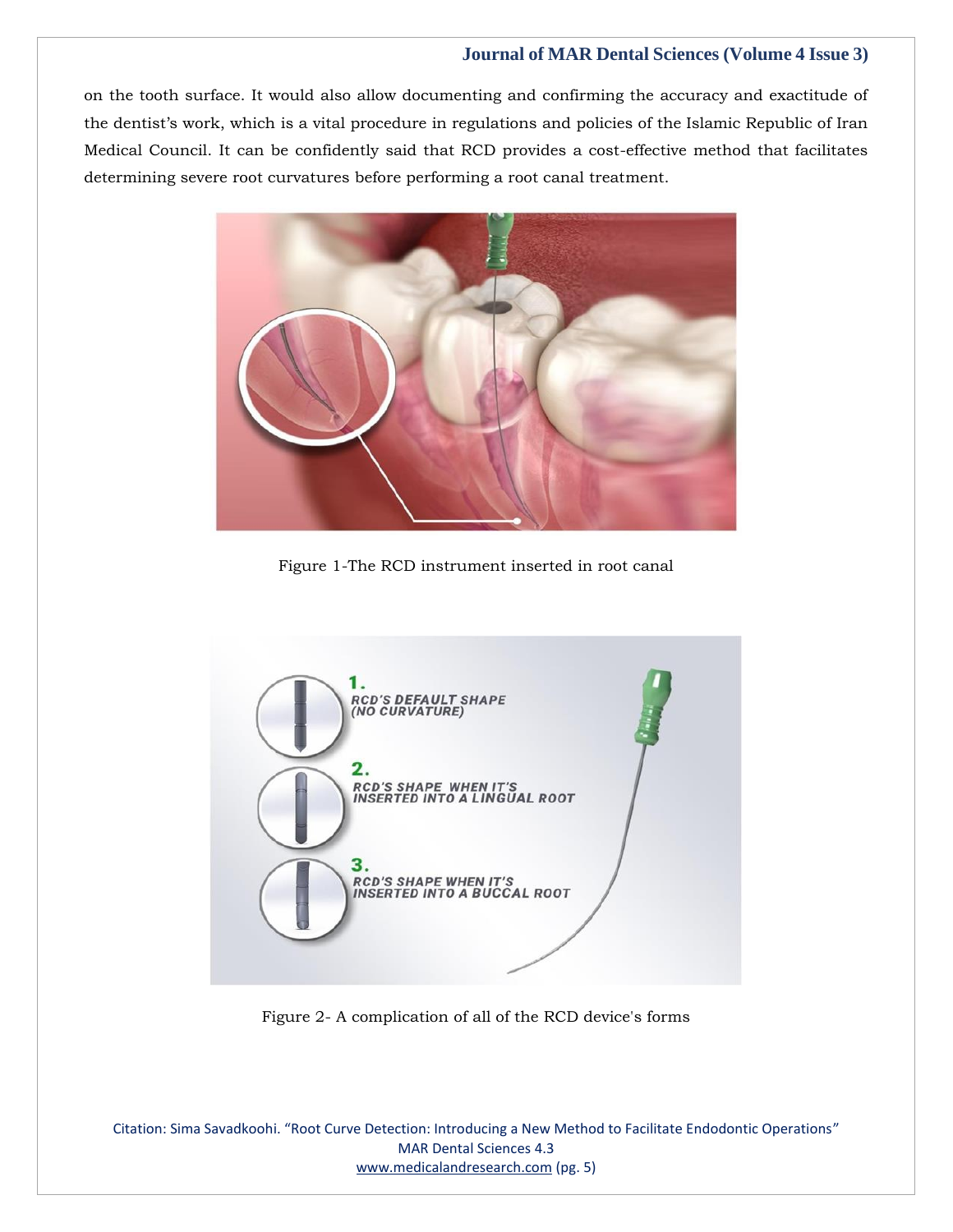on the tooth surface. It would also allow documenting and confirming the accuracy and exactitude of the dentist's work, which is a vital procedure in regulations and policies of the Islamic Republic of Iran Medical Council. It can be confidently said that RCD provides a cost-effective method that facilitates determining severe root curvatures before performing a root canal treatment.

Figure 1-The RCD instrument inserted in root canal

Figure 2- A complication of all of the RCD device's forms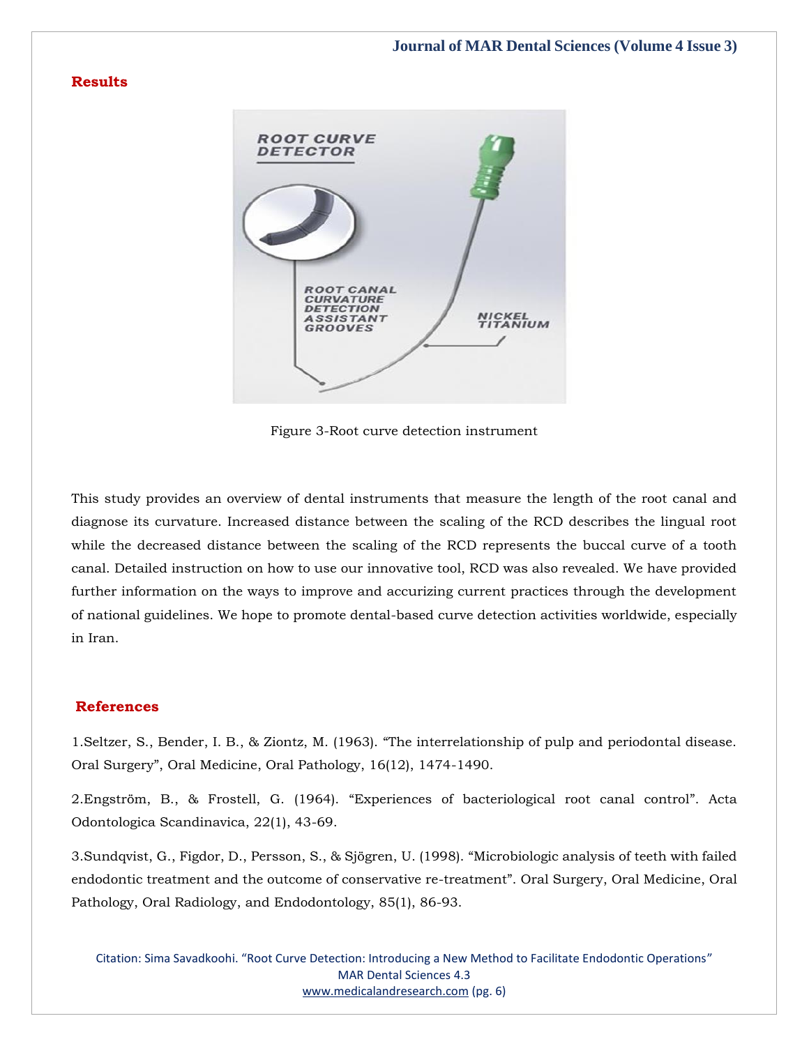## Results

Figure 3-Root curve detection instrument

This study provides an overview of dental instruments that measure the length of the root canal and diagnose its curvature. Increased distance between the scaling of the RCD describes the lingual root while the decreased distance between the scaling of the RCD represents the buccal curve of a tooth canal. Detailed instruction on how to use our innovative tool, RCD was also revealed. We have provided further information on the ways to improve and accurizing current practices through the development of national guidelines. We hope to promote dental-based curve detection activities worldwide, especially in Iran.

## References

1.Seltzer, S., Bender, I. B., & Ziontz, M. (1963). "The interrelationship of pulp and periodontal disease. Oral Surgery", Oral Medicine, Oral Pathology, 16(12), 1474-1490.

2.Engström, B., & Frostell, G. (1964). "Experiences of bacteriological root canal control". Acta Odontologica Scandinavica, 22(1), 43-69.

3.Sundqvist, G., Figdor, D., Persson, S., & Sjögren, U. (1998). "Microbiologic analysis of teeth with failed endodontic treatment and the outcome of conservative re-treatment". Oral Surgery, Oral Medicine, Oral Pathology, Oral Radiology, and Endodontology, 85(1), 86-93.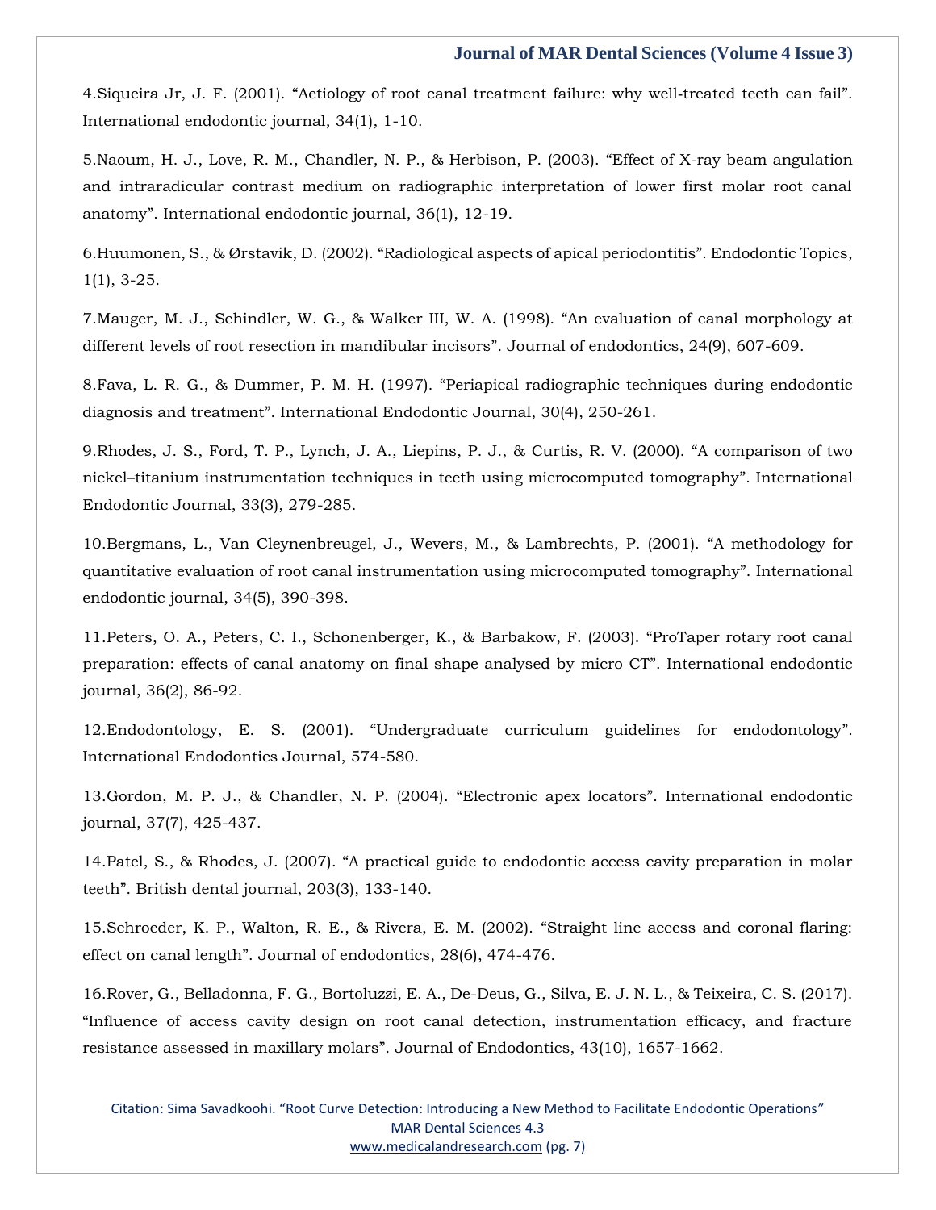4.Siqueira Jr, J. F. (2001). “Aetiology of root canal treatment failure: why well-treated teeth can fail”. International endodontic journal, 34(1), 1-10.

5.Naoum, H. J., Love, R. M., Chandler, N. P., & Herbison, P. (2003). “Effect of X-ray beam angulation and intraradicular contrast medium on radiographic interpretation of lower first molar root canal anatomy”. International endodontic journal, 36(1), 12-19.

6.Huumonen, S., & Ørstavik, D. (2002). “Radiological aspects of apical periodontitis”. Endodontic Topics, 1(1), 3-25.

7.Mauger, M. J., Schindler, W. G., & Walker III, W. A. (1998). “An evaluation of canal morphology at different levels of root resection in mandibular incisors”. Journal of endodontics, 24(9), 607-609.

8.Fava, L. R. G., & Dummer, P. M. H. (1997). “Periapical radiographic techniques during endodontic diagnosis and treatment”. International Endodontic Journal, 30(4), 250-261.

9.Rhodes, J. S., Ford, T. P., Lynch, J. A., Liepins, P. J., & Curtis, R. V. (2000). “A comparison of two nickel–titanium instrumentation techniques in teeth using microcomputed tomography”. International Endodontic Journal, 33(3), 279-285.

10.Bergmans, L., Van Cleynenbreugel, J., Wevers, M., & Lambrechts, P. (2001). “A methodology for quantitative evaluation of root canal instrumentation using microcomputed tomography”. International endodontic journal, 34(5), 390-398.

11.Peters, O. A., Peters, C. I., Schonenberger, K., & Barbakow, F. (2003). “ProTaper rotary root canal preparation: effects of canal anatomy on final shape analysed by micro CT”. International endodontic journal, 36(2), 86-92.

12.Endodontology, E. S. (2001). “Undergraduate curriculum guidelines for endodontology”. International Endodontics Journal, 574-580.

13.Gordon, M. P. J., & Chandler, N. P. (2004). “Electronic apex locators”. International endodontic journal, 37(7), 425-437.

14.Patel, S., & Rhodes, J. (2007). “A practical guide to endodontic access cavity preparation in molar teeth”. British dental journal, 203(3), 133-140.

15.Schroeder, K. P., Walton, R. E., & Rivera, E. M. (2002). “Straight line access and coronal flaring: effect on canal length”. Journal of endodontics, 28(6), 474-476.

16.Rover, G., Belladonna, F. G., Bortoluzzi, E. A., De-Deus, G., Silva, E. J. N. L., & Teixeira, C. S. (2017). “Influence of access cavity design on root canal detection, instrumentation efficacy, and fracture resistance assessed in maxillary molars”. Journal of Endodontics, 43(10), 1657-1662.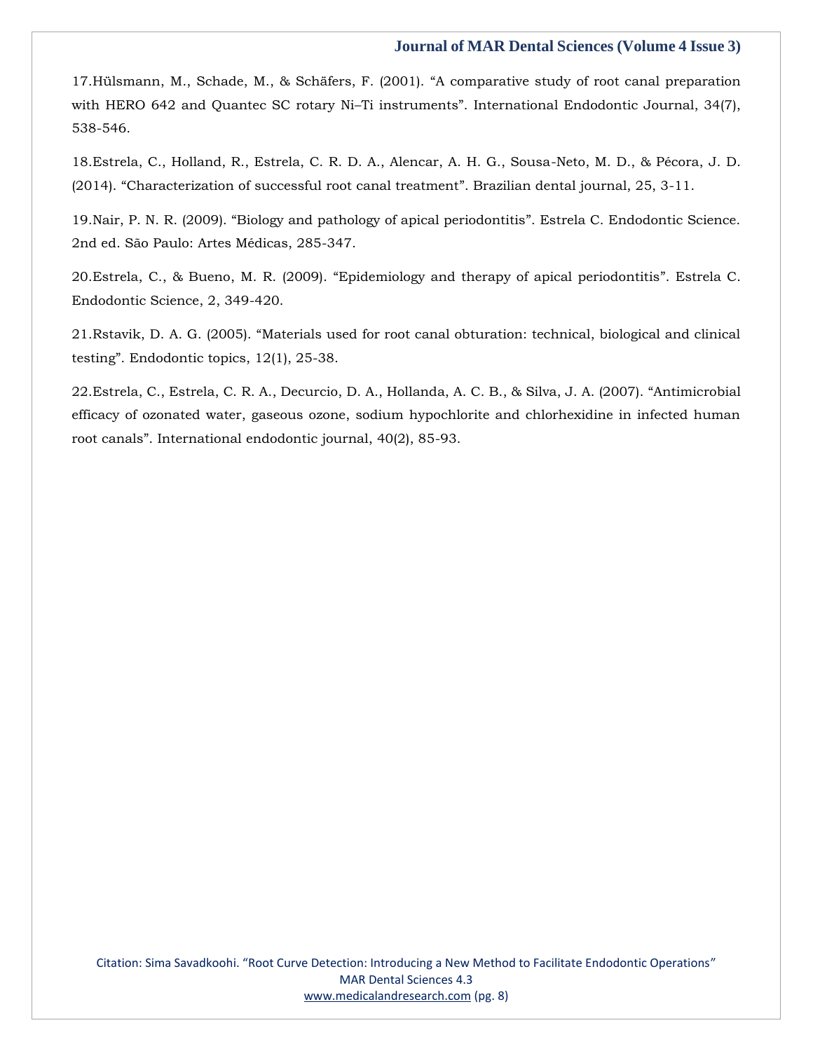17.Hülsmann, M., Schade, M., & Schäfers, F. (2001). “A comparative study of root canal preparation with HERO 642 and Quantec SC rotary Ni–Ti instruments”. International Endodontic Journal, 34(7), 538-546.

18.Estrela, C., Holland, R., Estrela, C. R. D. A., Alencar, A. H. G., Sousa-Neto, M. D., & Pécora, J. D. (2014). “Characterization of successful root canal treatment”. Brazilian dental journal, 25, 3-11.

19.Nair, P. N. R. (2009). “Biology and pathology of apical periodontitis”. Estrela C. Endodontic Science. 2nd ed. São Paulo: Artes Médicas, 285-347.

20.Estrela, C., & Bueno, M. R. (2009). “Epidemiology and therapy of apical periodontitis”. Estrela C. Endodontic Science, 2, 349-420.

21.Rstavik, D. A. G. (2005). “Materials used for root canal obturation: technical, biological and clinical testing”. Endodontic topics, 12(1), 25-38.

22.Estrela, C., Estrela, C. R. A., Decurcio, D. A., Hollanda, A. C. B., & Silva, J. A. (2007). “Antimicrobial efficacy of ozonated water, gaseous ozone, sodium hypochlorite and chlorhexidine in infected human root canals”. International endodontic journal, 40(2), 85-93.